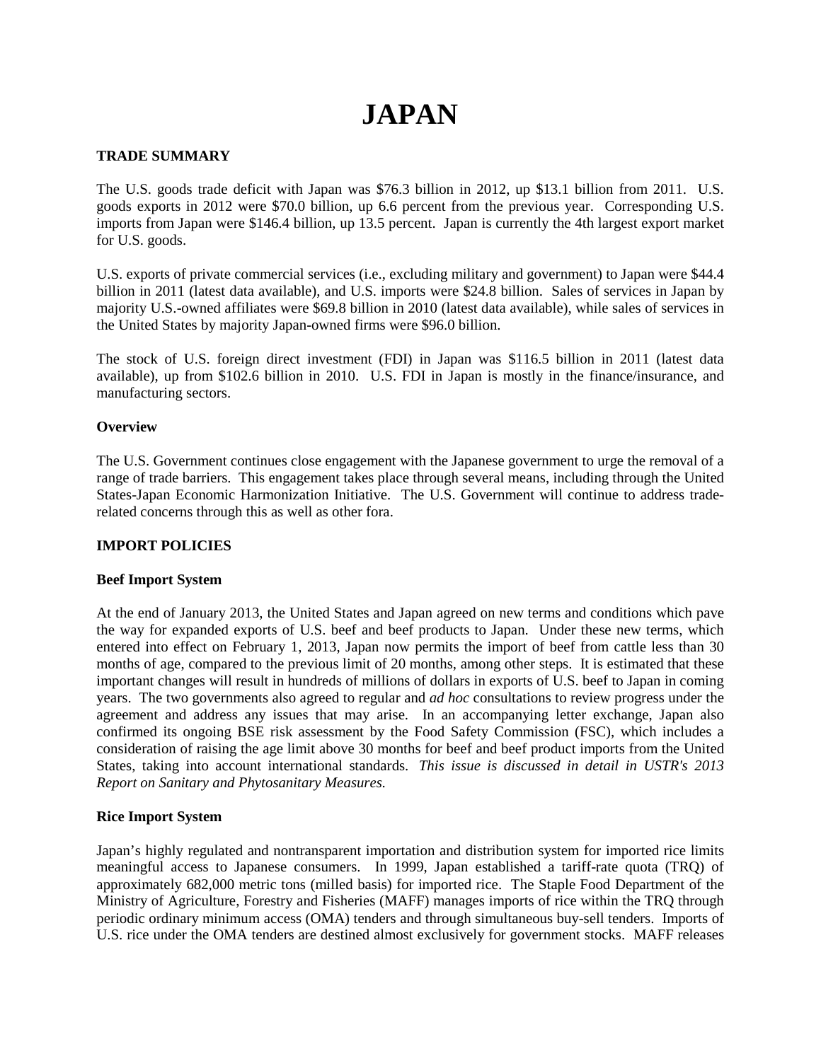# JAPAN

## TRADE SUMMARY

The U.S. goods trade deficit with Japan was $76.3 billion in 2012, up $13.1 billion from 2011. U.S. goods exports in 2012 were $70.0 billion, up 6.6 percent from the previous year. Corresponding U.S. imports from Japan were $146.4 billion, up 13.5 percent. Japan is currently the 4th largest export market for U.S. goods.

U.S. exports of private commercial services (i.e., excluding military and government) to Japan were $44.4 billion in 2011 (latest data available), and U.S. imports were $24.8 billion. Sales of services in Japan by majority U.S.-owned affiliates were $69.8 billion in 2010 (latest data available), while sales of services in the United States by majority Japan-owned firms were $96.0 billion.

The stock of U.S. foreign direct investment (FDI) in Japan was $116.5 billion in 2011 (latest data available), up from $102.6 billion in 2010. U.S. FDI in Japan is mostly in the finance/insurance, and manufacturing sectors.

### Overview

The U.S. Government continues close engagement with the Japanese government to urge the removal of a range of trade barriers. This engagement takes place through several means, including through the United States-Japan Economic Harmonization Initiative. The U.S. Government will continue to address trade-related concerns through this as well as other fora.

## IMPORT POLICIES

### Beef Import System

At the end of January 2013, the United States and Japan agreed on new terms and conditions which pave the way for expanded exports of U.S. beef and beef products to Japan. Under these new terms, which entered into effect on February 1, 2013, Japan now permits the import of beef from cattle less than 30 months of age, compared to the previous limit of 20 months, among other steps. It is estimated that these important changes will result in hundreds of millions of dollars in exports of U.S. beef to Japan in coming years. The two governments also agreed to regular and *ad hoc* consultations to review progress under the agreement and address any issues that may arise. In an accompanying letter exchange, Japan also confirmed its ongoing BSE risk assessment by the Food Safety Commission (FSC), which includes a consideration of raising the age limit above 30 months for beef and beef product imports from the United States, taking into account international standards. *This issue is discussed in detail in USTR's 2013 Report on Sanitary and Phytosanitary Measures.*

### Rice Import System

Japan's highly regulated and nontransparent importation and distribution system for imported rice limits meaningful access to Japanese consumers. In 1999, Japan established a tariff-rate quota (TRQ) of approximately 682,000 metric tons (milled basis) for imported rice. The Staple Food Department of the Ministry of Agriculture, Forestry and Fisheries (MAFF) manages imports of rice within the TRQ through periodic ordinary minimum access (OMA) tenders and through simultaneous buy-sell tenders. Imports of U.S. rice under the OMA tenders are destined almost exclusively for government stocks. MAFF releases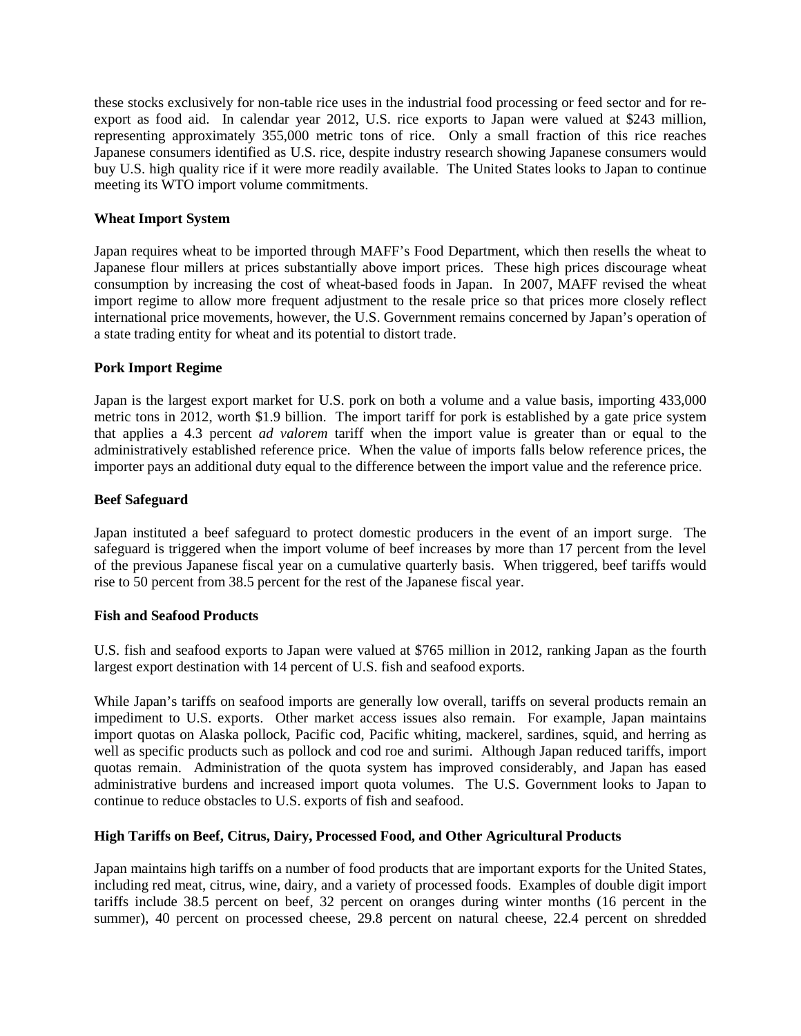these stocks exclusively for non-table rice uses in the industrial food processing or feed sector and for re-export as food aid. In calendar year 2012, U.S. rice exports to Japan were valued at $243 million, representing approximately 355,000 metric tons of rice. Only a small fraction of this rice reaches Japanese consumers identified as U.S. rice, despite industry research showing Japanese consumers would buy U.S. high quality rice if it were more readily available. The United States looks to Japan to continue meeting its WTO import volume commitments.

**Wheat Import System**

Japan requires wheat to be imported through MAFF's Food Department, which then resells the wheat to Japanese flour millers at prices substantially above import prices. These high prices discourage wheat consumption by increasing the cost of wheat-based foods in Japan. In 2007, MAFF revised the wheat import regime to allow more frequent adjustment to the resale price so that prices more closely reflect international price movements, however, the U.S. Government remains concerned by Japan's operation of a state trading entity for wheat and its potential to distort trade.

**Pork Import Regime**

Japan is the largest export market for U.S. pork on both a volume and a value basis, importing 433,000 metric tons in 2012, worth $1.9 billion. The import tariff for pork is established by a gate price system that applies a 4.3 percent *ad valorem* tariff when the import value is greater than or equal to the administratively established reference price. When the value of imports falls below reference prices, the importer pays an additional duty equal to the difference between the import value and the reference price.

**Beef Safeguard**

Japan instituted a beef safeguard to protect domestic producers in the event of an import surge. The safeguard is triggered when the import volume of beef increases by more than 17 percent from the level of the previous Japanese fiscal year on a cumulative quarterly basis. When triggered, beef tariffs would rise to 50 percent from 38.5 percent for the rest of the Japanese fiscal year.

**Fish and Seafood Products**

U.S. fish and seafood exports to Japan were valued at $765 million in 2012, ranking Japan as the fourth largest export destination with 14 percent of U.S. fish and seafood exports.

While Japan's tariffs on seafood imports are generally low overall, tariffs on several products remain an impediment to U.S. exports. Other market access issues also remain. For example, Japan maintains import quotas on Alaska pollock, Pacific cod, Pacific whiting, mackerel, sardines, squid, and herring as well as specific products such as pollock and cod roe and surimi. Although Japan reduced tariffs, import quotas remain. Administration of the quota system has improved considerably, and Japan has eased administrative burdens and increased import quota volumes. The U.S. Government looks to Japan to continue to reduce obstacles to U.S. exports of fish and seafood.

**High Tariffs on Beef, Citrus, Dairy, Processed Food, and Other Agricultural Products**

Japan maintains high tariffs on a number of food products that are important exports for the United States, including red meat, citrus, wine, dairy, and a variety of processed foods. Examples of double digit import tariffs include 38.5 percent on beef, 32 percent on oranges during winter months (16 percent in the summer), 40 percent on processed cheese, 29.8 percent on natural cheese, 22.4 percent on shredded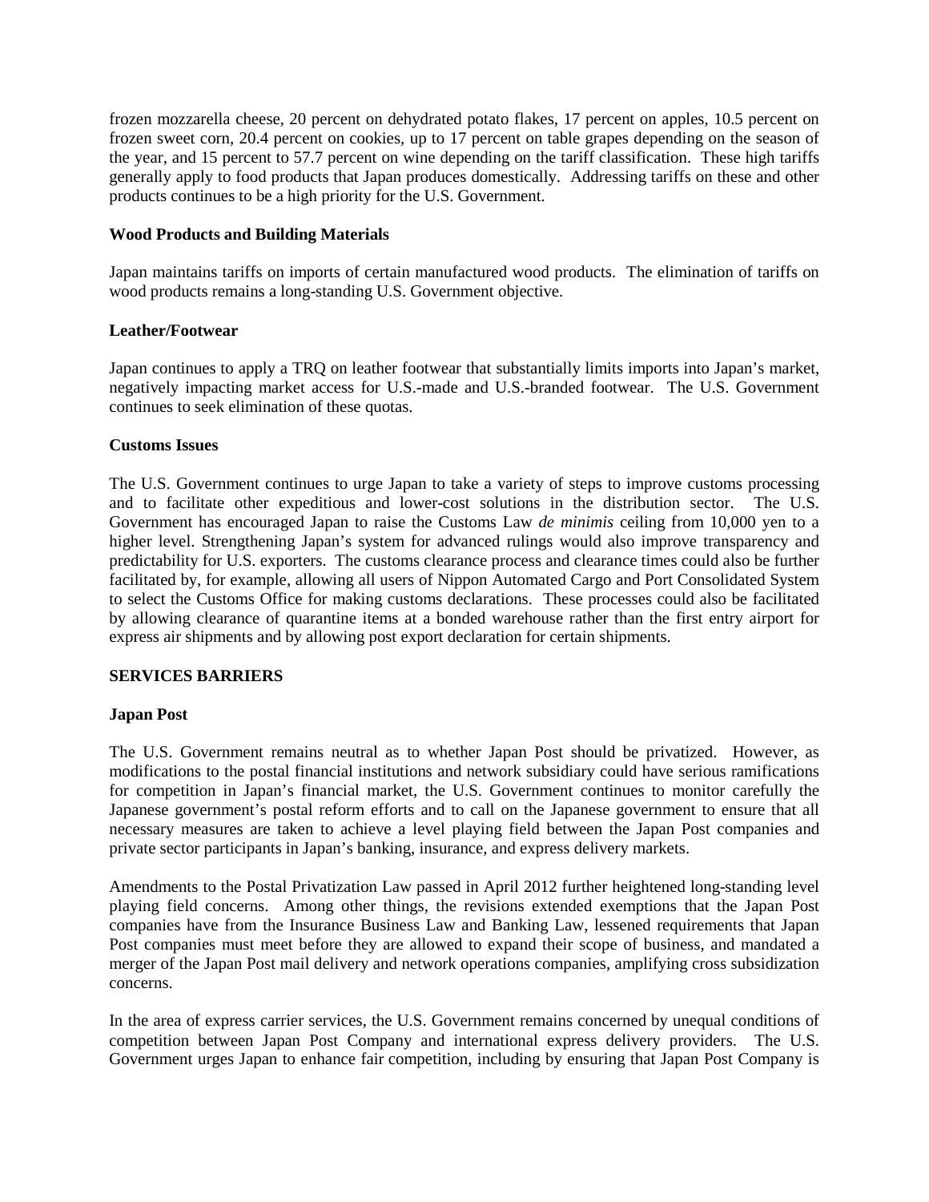frozen mozzarella cheese, 20 percent on dehydrated potato flakes, 17 percent on apples, 10.5 percent on frozen sweet corn, 20.4 percent on cookies, up to 17 percent on table grapes depending on the season of the year, and 15 percent to 57.7 percent on wine depending on the tariff classification. These high tariffs generally apply to food products that Japan produces domestically. Addressing tariffs on these and other products continues to be a high priority for the U.S. Government.

**Wood Products and Building Materials**

Japan maintains tariffs on imports of certain manufactured wood products. The elimination of tariffs on wood products remains a long-standing U.S. Government objective.

**Leather/Footwear**

Japan continues to apply a TRQ on leather footwear that substantially limits imports into Japan's market, negatively impacting market access for U.S.-made and U.S.-branded footwear. The U.S. Government continues to seek elimination of these quotas.

**Customs Issues**

The U.S. Government continues to urge Japan to take a variety of steps to improve customs processing and to facilitate other expeditious and lower-cost solutions in the distribution sector. The U.S. Government has encouraged Japan to raise the Customs Law *de minimis* ceiling from 10,000 yen to a higher level. Strengthening Japan's system for advanced rulings would also improve transparency and predictability for U.S. exporters. The customs clearance process and clearance times could also be further facilitated by, for example, allowing all users of Nippon Automated Cargo and Port Consolidated System to select the Customs Office for making customs declarations. These processes could also be facilitated by allowing clearance of quarantine items at a bonded warehouse rather than the first entry airport for express air shipments and by allowing post export declaration for certain shipments.

**SERVICES BARRIERS**

**Japan Post**

The U.S. Government remains neutral as to whether Japan Post should be privatized. However, as modifications to the postal financial institutions and network subsidiary could have serious ramifications for competition in Japan's financial market, the U.S. Government continues to monitor carefully the Japanese government's postal reform efforts and to call on the Japanese government to ensure that all necessary measures are taken to achieve a level playing field between the Japan Post companies and private sector participants in Japan's banking, insurance, and express delivery markets.

Amendments to the Postal Privatization Law passed in April 2012 further heightened long-standing level playing field concerns. Among other things, the revisions extended exemptions that the Japan Post companies have from the Insurance Business Law and Banking Law, lessened requirements that Japan Post companies must meet before they are allowed to expand their scope of business, and mandated a merger of the Japan Post mail delivery and network operations companies, amplifying cross subsidization concerns.

In the area of express carrier services, the U.S. Government remains concerned by unequal conditions of competition between Japan Post Company and international express delivery providers. The U.S. Government urges Japan to enhance fair competition, including by ensuring that Japan Post Company is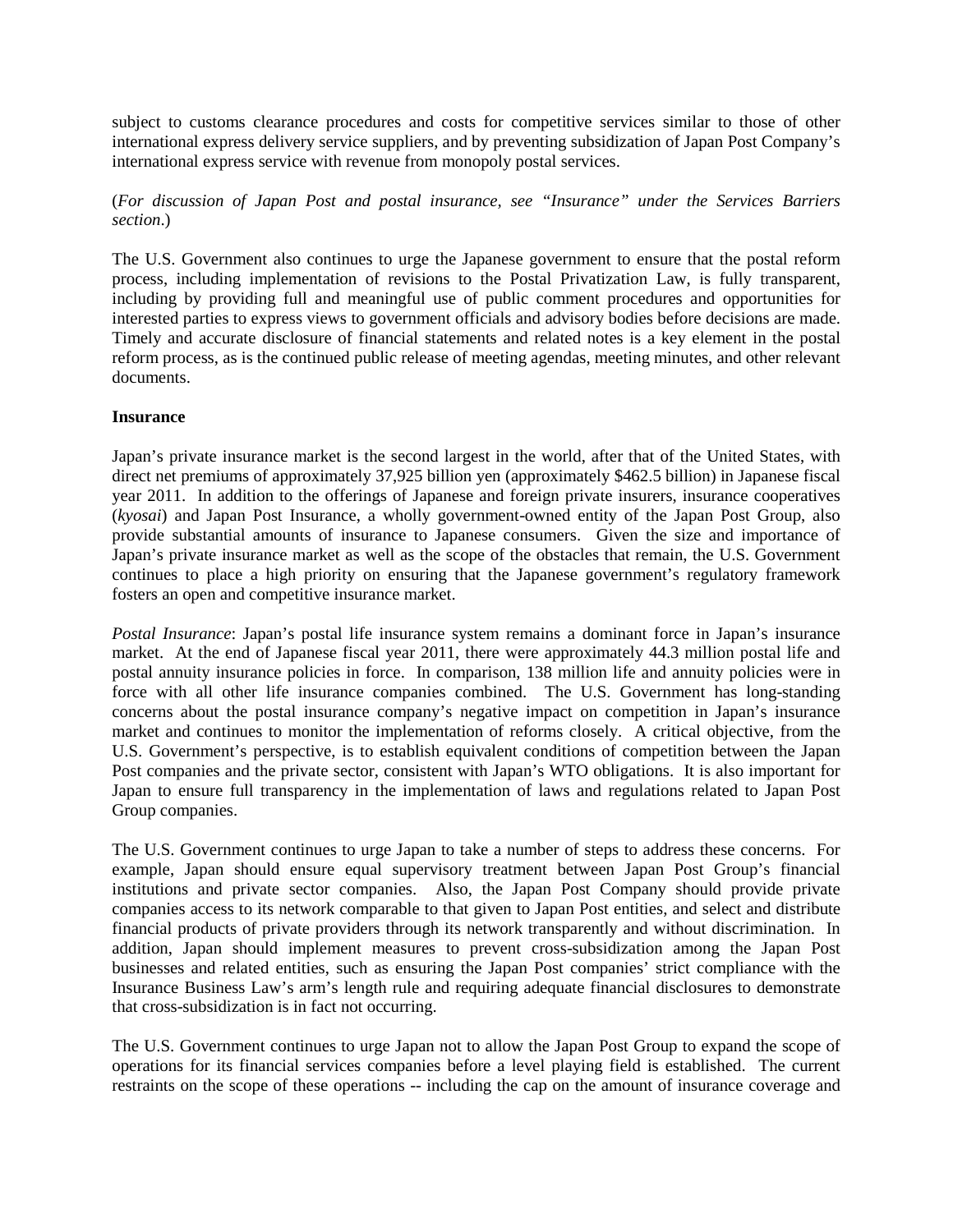subject to customs clearance procedures and costs for competitive services similar to those of other international express delivery service suppliers, and by preventing subsidization of Japan Post Company's international express service with revenue from monopoly postal services.

(*For discussion of Japan Post and postal insurance, see "Insurance" under the Services Barriers section*.)

The U.S. Government also continues to urge the Japanese government to ensure that the postal reform process, including implementation of revisions to the Postal Privatization Law, is fully transparent, including by providing full and meaningful use of public comment procedures and opportunities for interested parties to express views to government officials and advisory bodies before decisions are made. Timely and accurate disclosure of financial statements and related notes is a key element in the postal reform process, as is the continued public release of meeting agendas, meeting minutes, and other relevant documents.

**Insurance**

Japan's private insurance market is the second largest in the world, after that of the United States, with direct net premiums of approximately 37,925 billion yen (approximately $462.5 billion) in Japanese fiscal year 2011. In addition to the offerings of Japanese and foreign private insurers, insurance cooperatives (*kyosai*) and Japan Post Insurance, a wholly government-owned entity of the Japan Post Group, also provide substantial amounts of insurance to Japanese consumers. Given the size and importance of Japan's private insurance market as well as the scope of the obstacles that remain, the U.S. Government continues to place a high priority on ensuring that the Japanese government's regulatory framework fosters an open and competitive insurance market.

*Postal Insurance*: Japan's postal life insurance system remains a dominant force in Japan's insurance market. At the end of Japanese fiscal year 2011, there were approximately 44.3 million postal life and postal annuity insurance policies in force. In comparison, 138 million life and annuity policies were in force with all other life insurance companies combined. The U.S. Government has long-standing concerns about the postal insurance company's negative impact on competition in Japan's insurance market and continues to monitor the implementation of reforms closely. A critical objective, from the U.S. Government's perspective, is to establish equivalent conditions of competition between the Japan Post companies and the private sector, consistent with Japan's WTO obligations. It is also important for Japan to ensure full transparency in the implementation of laws and regulations related to Japan Post Group companies.

The U.S. Government continues to urge Japan to take a number of steps to address these concerns. For example, Japan should ensure equal supervisory treatment between Japan Post Group's financial institutions and private sector companies. Also, the Japan Post Company should provide private companies access to its network comparable to that given to Japan Post entities, and select and distribute financial products of private providers through its network transparently and without discrimination. In addition, Japan should implement measures to prevent cross-subsidization among the Japan Post businesses and related entities, such as ensuring the Japan Post companies' strict compliance with the Insurance Business Law's arm's length rule and requiring adequate financial disclosures to demonstrate that cross-subsidization is in fact not occurring.

The U.S. Government continues to urge Japan not to allow the Japan Post Group to expand the scope of operations for its financial services companies before a level playing field is established. The current restraints on the scope of these operations -- including the cap on the amount of insurance coverage and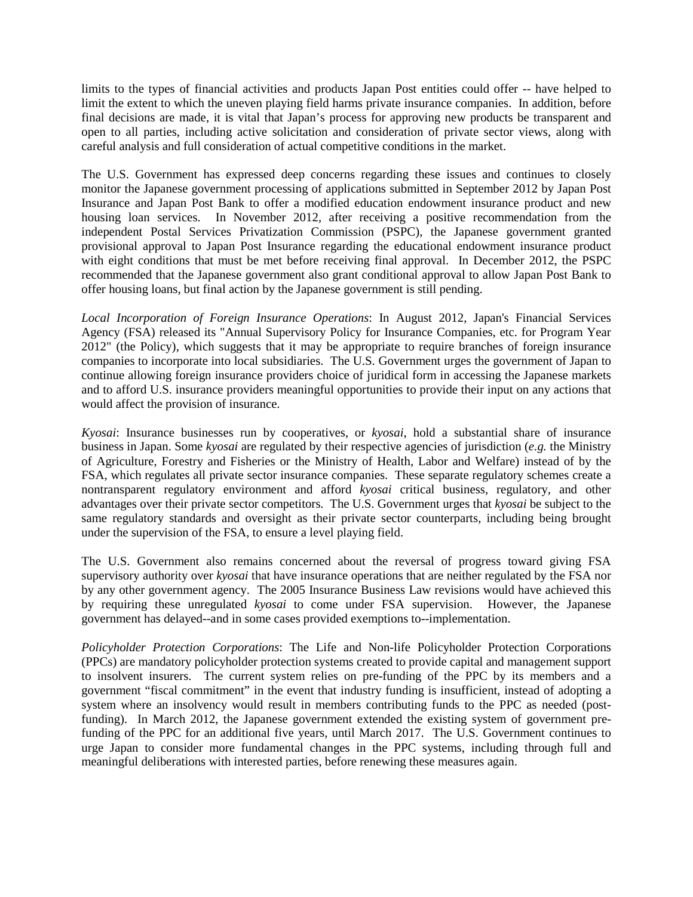limits to the types of financial activities and products Japan Post entities could offer -- have helped to limit the extent to which the uneven playing field harms private insurance companies. In addition, before final decisions are made, it is vital that Japan's process for approving new products be transparent and open to all parties, including active solicitation and consideration of private sector views, along with careful analysis and full consideration of actual competitive conditions in the market.

The U.S. Government has expressed deep concerns regarding these issues and continues to closely monitor the Japanese government processing of applications submitted in September 2012 by Japan Post Insurance and Japan Post Bank to offer a modified education endowment insurance product and new housing loan services. In November 2012, after receiving a positive recommendation from the independent Postal Services Privatization Commission (PSPC), the Japanese government granted provisional approval to Japan Post Insurance regarding the educational endowment insurance product with eight conditions that must be met before receiving final approval. In December 2012, the PSPC recommended that the Japanese government also grant conditional approval to allow Japan Post Bank to offer housing loans, but final action by the Japanese government is still pending.

*Local Incorporation of Foreign Insurance Operations*: In August 2012, Japan's Financial Services Agency (FSA) released its "Annual Supervisory Policy for Insurance Companies, etc. for Program Year 2012" (the Policy), which suggests that it may be appropriate to require branches of foreign insurance companies to incorporate into local subsidiaries. The U.S. Government urges the government of Japan to continue allowing foreign insurance providers choice of juridical form in accessing the Japanese markets and to afford U.S. insurance providers meaningful opportunities to provide their input on any actions that would affect the provision of insurance.

*Kyosai*: Insurance businesses run by cooperatives, or *kyosai*, hold a substantial share of insurance business in Japan. Some *kyosai* are regulated by their respective agencies of jurisdiction (*e.g.* the Ministry of Agriculture, Forestry and Fisheries or the Ministry of Health, Labor and Welfare) instead of by the FSA, which regulates all private sector insurance companies. These separate regulatory schemes create a nontransparent regulatory environment and afford *kyosai* critical business, regulatory, and other advantages over their private sector competitors. The U.S. Government urges that *kyosai* be subject to the same regulatory standards and oversight as their private sector counterparts, including being brought under the supervision of the FSA, to ensure a level playing field.

The U.S. Government also remains concerned about the reversal of progress toward giving FSA supervisory authority over *kyosai* that have insurance operations that are neither regulated by the FSA nor by any other government agency. The 2005 Insurance Business Law revisions would have achieved this by requiring these unregulated *kyosai* to come under FSA supervision. However, the Japanese government has delayed--and in some cases provided exemptions to--implementation.

*Policyholder Protection Corporations*: The Life and Non-life Policyholder Protection Corporations (PPCs) are mandatory policyholder protection systems created to provide capital and management support to insolvent insurers. The current system relies on pre-funding of the PPC by its members and a government "fiscal commitment" in the event that industry funding is insufficient, instead of adopting a system where an insolvency would result in members contributing funds to the PPC as needed (post-funding). In March 2012, the Japanese government extended the existing system of government pre-funding of the PPC for an additional five years, until March 2017. The U.S. Government continues to urge Japan to consider more fundamental changes in the PPC systems, including through full and meaningful deliberations with interested parties, before renewing these measures again.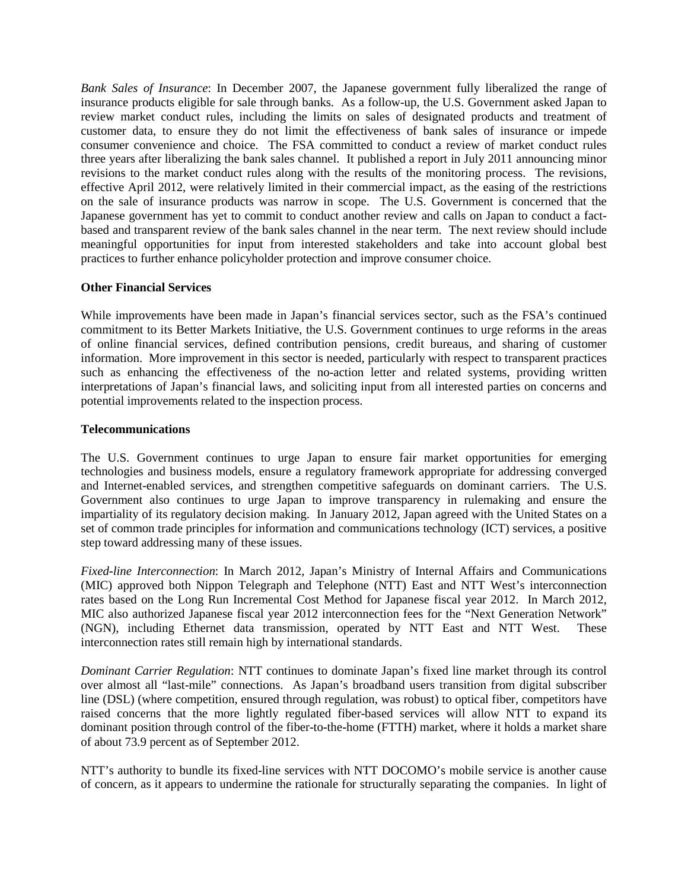*Bank Sales of Insurance*: In December 2007, the Japanese government fully liberalized the range of insurance products eligible for sale through banks. As a follow-up, the U.S. Government asked Japan to review market conduct rules, including the limits on sales of designated products and treatment of customer data, to ensure they do not limit the effectiveness of bank sales of insurance or impede consumer convenience and choice. The FSA committed to conduct a review of market conduct rules three years after liberalizing the bank sales channel. It published a report in July 2011 announcing minor revisions to the market conduct rules along with the results of the monitoring process. The revisions, effective April 2012, were relatively limited in their commercial impact, as the easing of the restrictions on the sale of insurance products was narrow in scope. The U.S. Government is concerned that the Japanese government has yet to commit to conduct another review and calls on Japan to conduct a fact-based and transparent review of the bank sales channel in the near term. The next review should include meaningful opportunities for input from interested stakeholders and take into account global best practices to further enhance policyholder protection and improve consumer choice.

**Other Financial Services**

While improvements have been made in Japan's financial services sector, such as the FSA's continued commitment to its Better Markets Initiative, the U.S. Government continues to urge reforms in the areas of online financial services, defined contribution pensions, credit bureaus, and sharing of customer information. More improvement in this sector is needed, particularly with respect to transparent practices such as enhancing the effectiveness of the no-action letter and related systems, providing written interpretations of Japan's financial laws, and soliciting input from all interested parties on concerns and potential improvements related to the inspection process.

**Telecommunications**

The U.S. Government continues to urge Japan to ensure fair market opportunities for emerging technologies and business models, ensure a regulatory framework appropriate for addressing converged and Internet-enabled services, and strengthen competitive safeguards on dominant carriers. The U.S. Government also continues to urge Japan to improve transparency in rulemaking and ensure the impartiality of its regulatory decision making. In January 2012, Japan agreed with the United States on a set of common trade principles for information and communications technology (ICT) services, a positive step toward addressing many of these issues.

*Fixed-line Interconnection*: In March 2012, Japan's Ministry of Internal Affairs and Communications (MIC) approved both Nippon Telegraph and Telephone (NTT) East and NTT West's interconnection rates based on the Long Run Incremental Cost Method for Japanese fiscal year 2012. In March 2012, MIC also authorized Japanese fiscal year 2012 interconnection fees for the "Next Generation Network" (NGN), including Ethernet data transmission, operated by NTT East and NTT West. These interconnection rates still remain high by international standards.

*Dominant Carrier Regulation*: NTT continues to dominate Japan's fixed line market through its control over almost all "last-mile" connections. As Japan's broadband users transition from digital subscriber line (DSL) (where competition, ensured through regulation, was robust) to optical fiber, competitors have raised concerns that the more lightly regulated fiber-based services will allow NTT to expand its dominant position through control of the fiber-to-the-home (FTTH) market, where it holds a market share of about 73.9 percent as of September 2012.

NTT's authority to bundle its fixed-line services with NTT DOCOMO's mobile service is another cause of concern, as it appears to undermine the rationale for structurally separating the companies. In light of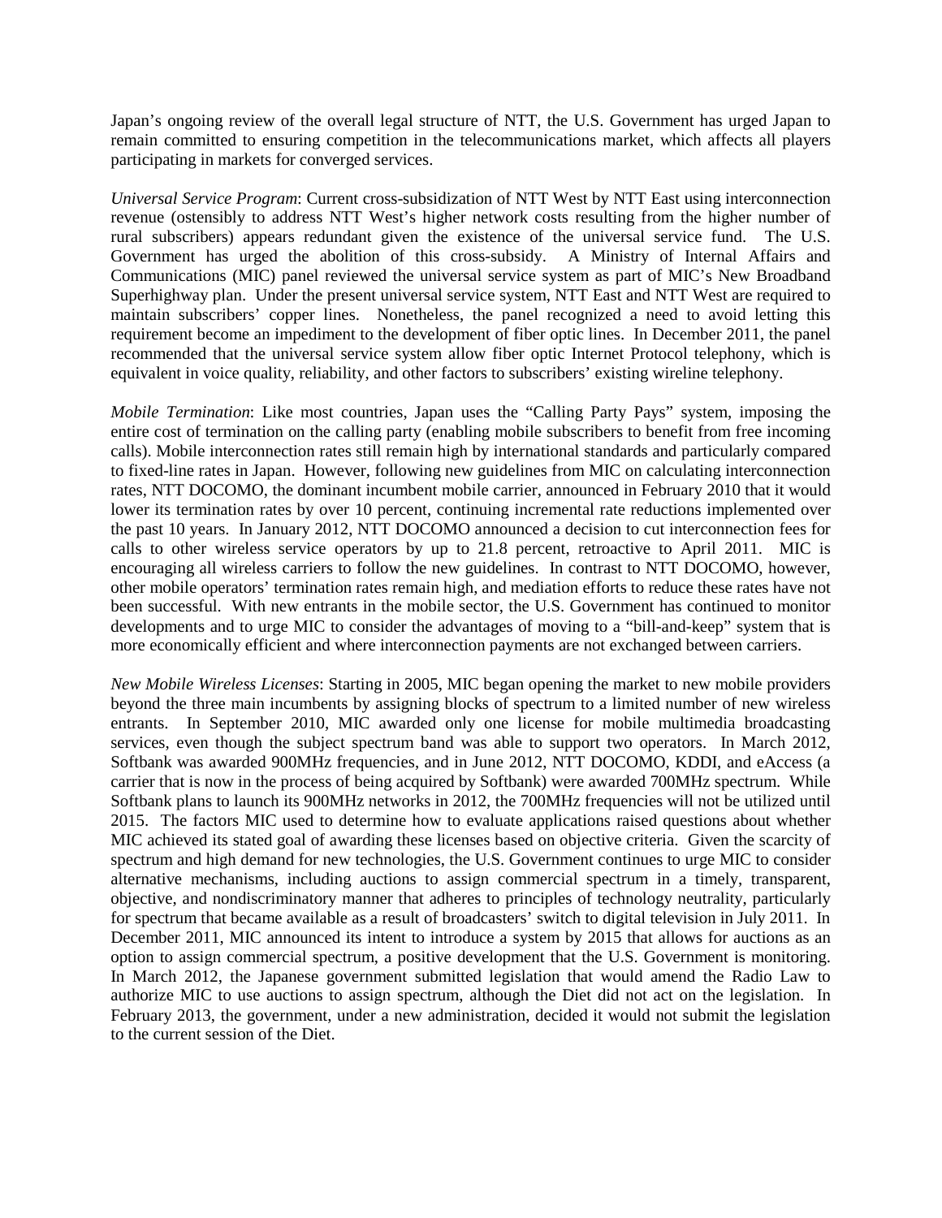Japan's ongoing review of the overall legal structure of NTT, the U.S. Government has urged Japan to remain committed to ensuring competition in the telecommunications market, which affects all players participating in markets for converged services.

*Universal Service Program*: Current cross-subsidization of NTT West by NTT East using interconnection revenue (ostensibly to address NTT West's higher network costs resulting from the higher number of rural subscribers) appears redundant given the existence of the universal service fund. The U.S. Government has urged the abolition of this cross-subsidy. A Ministry of Internal Affairs and Communications (MIC) panel reviewed the universal service system as part of MIC's New Broadband Superhighway plan. Under the present universal service system, NTT East and NTT West are required to maintain subscribers' copper lines. Nonetheless, the panel recognized a need to avoid letting this requirement become an impediment to the development of fiber optic lines. In December 2011, the panel recommended that the universal service system allow fiber optic Internet Protocol telephony, which is equivalent in voice quality, reliability, and other factors to subscribers' existing wireline telephony.

*Mobile Termination*: Like most countries, Japan uses the "Calling Party Pays" system, imposing the entire cost of termination on the calling party (enabling mobile subscribers to benefit from free incoming calls). Mobile interconnection rates still remain high by international standards and particularly compared to fixed-line rates in Japan. However, following new guidelines from MIC on calculating interconnection rates, NTT DOCOMO, the dominant incumbent mobile carrier, announced in February 2010 that it would lower its termination rates by over 10 percent, continuing incremental rate reductions implemented over the past 10 years. In January 2012, NTT DOCOMO announced a decision to cut interconnection fees for calls to other wireless service operators by up to 21.8 percent, retroactive to April 2011. MIC is encouraging all wireless carriers to follow the new guidelines. In contrast to NTT DOCOMO, however, other mobile operators' termination rates remain high, and mediation efforts to reduce these rates have not been successful. With new entrants in the mobile sector, the U.S. Government has continued to monitor developments and to urge MIC to consider the advantages of moving to a "bill-and-keep" system that is more economically efficient and where interconnection payments are not exchanged between carriers.

*New Mobile Wireless Licenses*: Starting in 2005, MIC began opening the market to new mobile providers beyond the three main incumbents by assigning blocks of spectrum to a limited number of new wireless entrants. In September 2010, MIC awarded only one license for mobile multimedia broadcasting services, even though the subject spectrum band was able to support two operators. In March 2012, Softbank was awarded 900MHz frequencies, and in June 2012, NTT DOCOMO, KDDI, and eAccess (a carrier that is now in the process of being acquired by Softbank) were awarded 700MHz spectrum. While Softbank plans to launch its 900MHz networks in 2012, the 700MHz frequencies will not be utilized until 2015. The factors MIC used to determine how to evaluate applications raised questions about whether MIC achieved its stated goal of awarding these licenses based on objective criteria. Given the scarcity of spectrum and high demand for new technologies, the U.S. Government continues to urge MIC to consider alternative mechanisms, including auctions to assign commercial spectrum in a timely, transparent, objective, and nondiscriminatory manner that adheres to principles of technology neutrality, particularly for spectrum that became available as a result of broadcasters' switch to digital television in July 2011. In December 2011, MIC announced its intent to introduce a system by 2015 that allows for auctions as an option to assign commercial spectrum, a positive development that the U.S. Government is monitoring. In March 2012, the Japanese government submitted legislation that would amend the Radio Law to authorize MIC to use auctions to assign spectrum, although the Diet did not act on the legislation. In February 2013, the government, under a new administration, decided it would not submit the legislation to the current session of the Diet.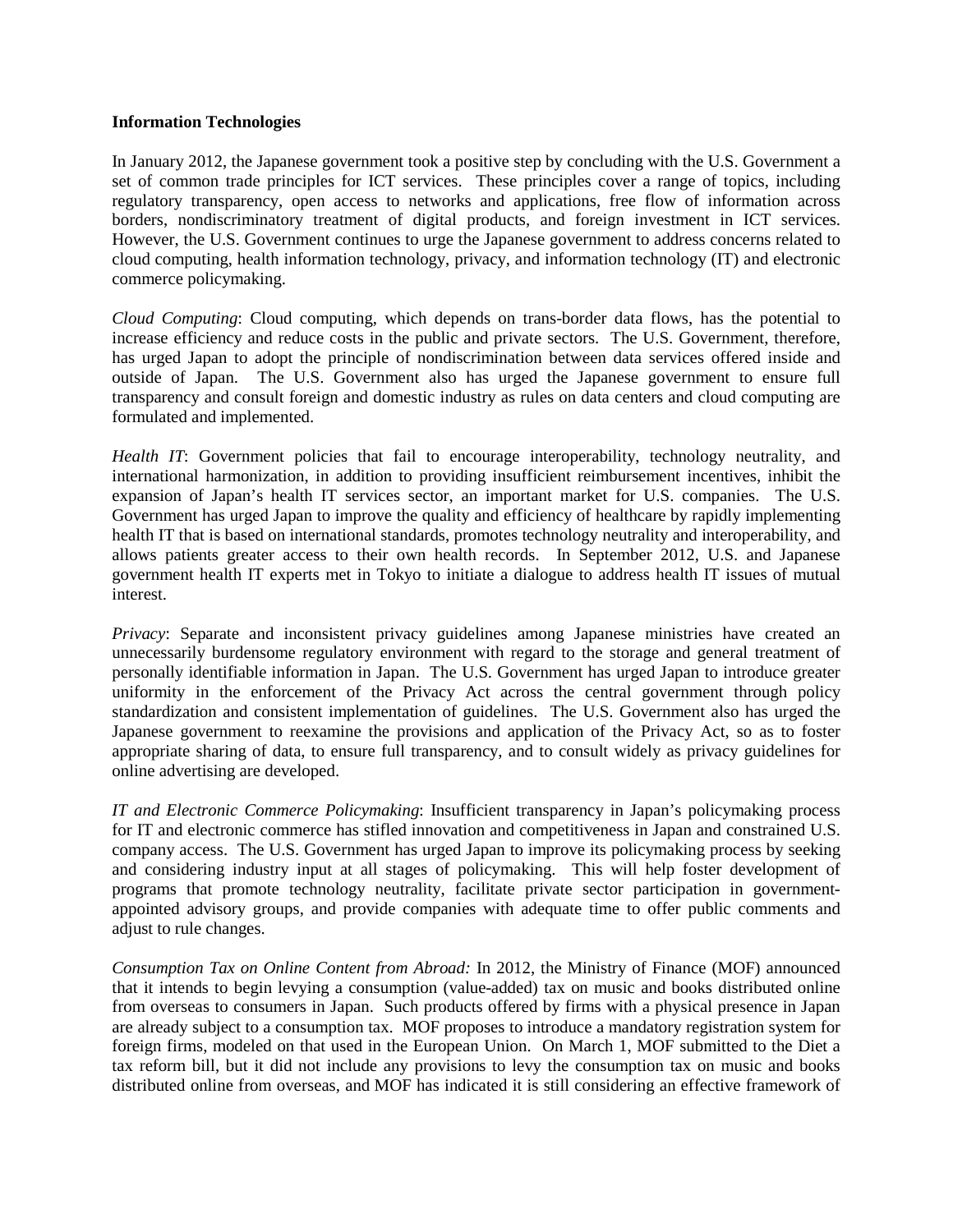**Information Technologies**

In January 2012, the Japanese government took a positive step by concluding with the U.S. Government a set of common trade principles for ICT services. These principles cover a range of topics, including regulatory transparency, open access to networks and applications, free flow of information across borders, nondiscriminatory treatment of digital products, and foreign investment in ICT services. However, the U.S. Government continues to urge the Japanese government to address concerns related to cloud computing, health information technology, privacy, and information technology (IT) and electronic commerce policymaking.

*Cloud Computing*: Cloud computing, which depends on trans-border data flows, has the potential to increase efficiency and reduce costs in the public and private sectors. The U.S. Government, therefore, has urged Japan to adopt the principle of nondiscrimination between data services offered inside and outside of Japan. The U.S. Government also has urged the Japanese government to ensure full transparency and consult foreign and domestic industry as rules on data centers and cloud computing are formulated and implemented.

*Health IT*: Government policies that fail to encourage interoperability, technology neutrality, and international harmonization, in addition to providing insufficient reimbursement incentives, inhibit the expansion of Japan's health IT services sector, an important market for U.S. companies. The U.S. Government has urged Japan to improve the quality and efficiency of healthcare by rapidly implementing health IT that is based on international standards, promotes technology neutrality and interoperability, and allows patients greater access to their own health records. In September 2012, U.S. and Japanese government health IT experts met in Tokyo to initiate a dialogue to address health IT issues of mutual interest.

*Privacy*: Separate and inconsistent privacy guidelines among Japanese ministries have created an unnecessarily burdensome regulatory environment with regard to the storage and general treatment of personally identifiable information in Japan. The U.S. Government has urged Japan to introduce greater uniformity in the enforcement of the Privacy Act across the central government through policy standardization and consistent implementation of guidelines. The U.S. Government also has urged the Japanese government to reexamine the provisions and application of the Privacy Act, so as to foster appropriate sharing of data, to ensure full transparency, and to consult widely as privacy guidelines for online advertising are developed.

*IT and Electronic Commerce Policymaking*: Insufficient transparency in Japan's policymaking process for IT and electronic commerce has stifled innovation and competitiveness in Japan and constrained U.S. company access. The U.S. Government has urged Japan to improve its policymaking process by seeking and considering industry input at all stages of policymaking. This will help foster development of programs that promote technology neutrality, facilitate private sector participation in government-appointed advisory groups, and provide companies with adequate time to offer public comments and adjust to rule changes.

*Consumption Tax on Online Content from Abroad:* In 2012, the Ministry of Finance (MOF) announced that it intends to begin levying a consumption (value-added) tax on music and books distributed online from overseas to consumers in Japan. Such products offered by firms with a physical presence in Japan are already subject to a consumption tax. MOF proposes to introduce a mandatory registration system for foreign firms, modeled on that used in the European Union. On March 1, MOF submitted to the Diet a tax reform bill, but it did not include any provisions to levy the consumption tax on music and books distributed online from overseas, and MOF has indicated it is still considering an effective framework of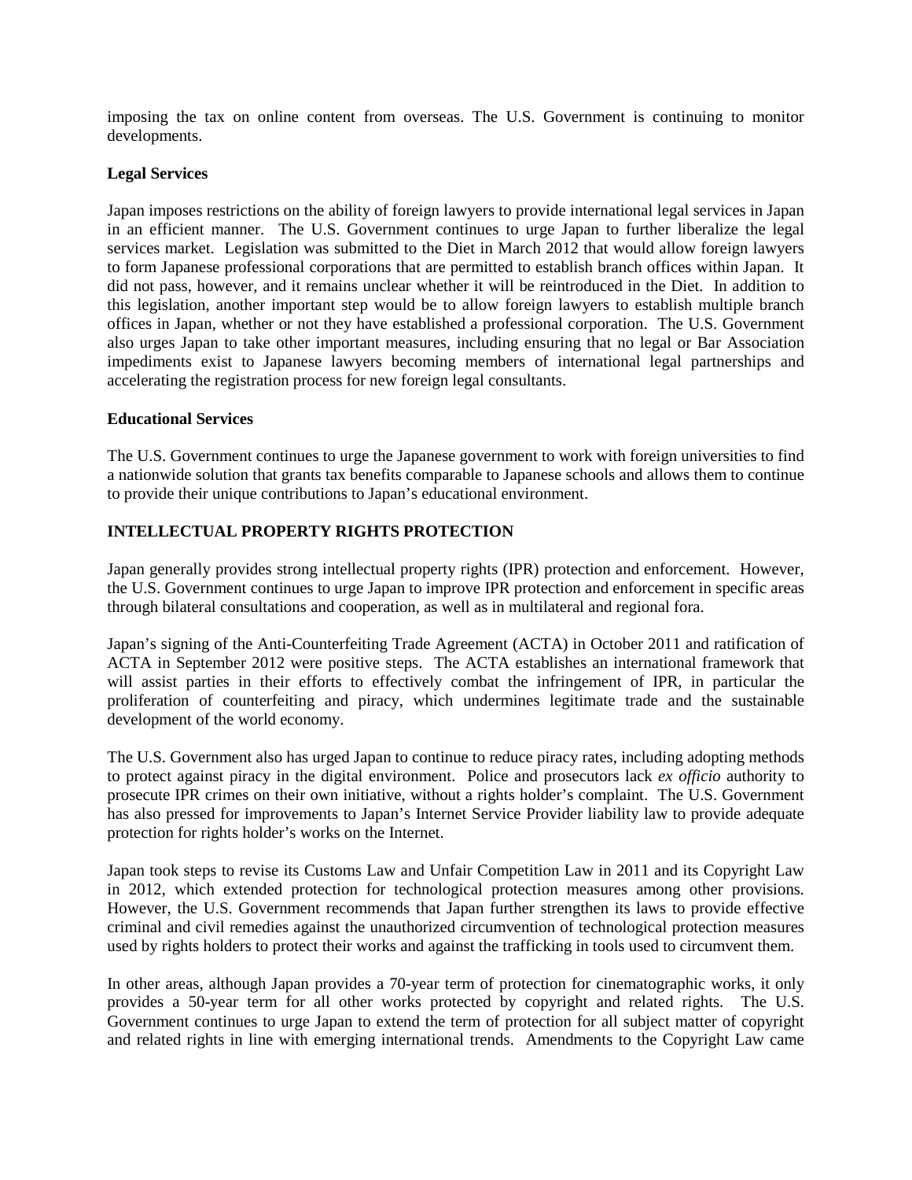imposing the tax on online content from overseas. The U.S. Government is continuing to monitor developments.

**Legal Services**

Japan imposes restrictions on the ability of foreign lawyers to provide international legal services in Japan in an efficient manner. The U.S. Government continues to urge Japan to further liberalize the legal services market. Legislation was submitted to the Diet in March 2012 that would allow foreign lawyers to form Japanese professional corporations that are permitted to establish branch offices within Japan. It did not pass, however, and it remains unclear whether it will be reintroduced in the Diet. In addition to this legislation, another important step would be to allow foreign lawyers to establish multiple branch offices in Japan, whether or not they have established a professional corporation. The U.S. Government also urges Japan to take other important measures, including ensuring that no legal or Bar Association impediments exist to Japanese lawyers becoming members of international legal partnerships and accelerating the registration process for new foreign legal consultants.

**Educational Services**

The U.S. Government continues to urge the Japanese government to work with foreign universities to find a nationwide solution that grants tax benefits comparable to Japanese schools and allows them to continue to provide their unique contributions to Japan's educational environment.

## INTELLECTUAL PROPERTY RIGHTS PROTECTION

Japan generally provides strong intellectual property rights (IPR) protection and enforcement. However, the U.S. Government continues to urge Japan to improve IPR protection and enforcement in specific areas through bilateral consultations and cooperation, as well as in multilateral and regional fora.

Japan's signing of the Anti-Counterfeiting Trade Agreement (ACTA) in October 2011 and ratification of ACTA in September 2012 were positive steps. The ACTA establishes an international framework that will assist parties in their efforts to effectively combat the infringement of IPR, in particular the proliferation of counterfeiting and piracy, which undermines legitimate trade and the sustainable development of the world economy.

The U.S. Government also has urged Japan to continue to reduce piracy rates, including adopting methods to protect against piracy in the digital environment. Police and prosecutors lack *ex officio* authority to prosecute IPR crimes on their own initiative, without a rights holder's complaint. The U.S. Government has also pressed for improvements to Japan's Internet Service Provider liability law to provide adequate protection for rights holder's works on the Internet.

Japan took steps to revise its Customs Law and Unfair Competition Law in 2011 and its Copyright Law in 2012, which extended protection for technological protection measures among other provisions. However, the U.S. Government recommends that Japan further strengthen its laws to provide effective criminal and civil remedies against the unauthorized circumvention of technological protection measures used by rights holders to protect their works and against the trafficking in tools used to circumvent them.

In other areas, although Japan provides a 70-year term of protection for cinematographic works, it only provides a 50-year term for all other works protected by copyright and related rights. The U.S. Government continues to urge Japan to extend the term of protection for all subject matter of copyright and related rights in line with emerging international trends. Amendments to the Copyright Law came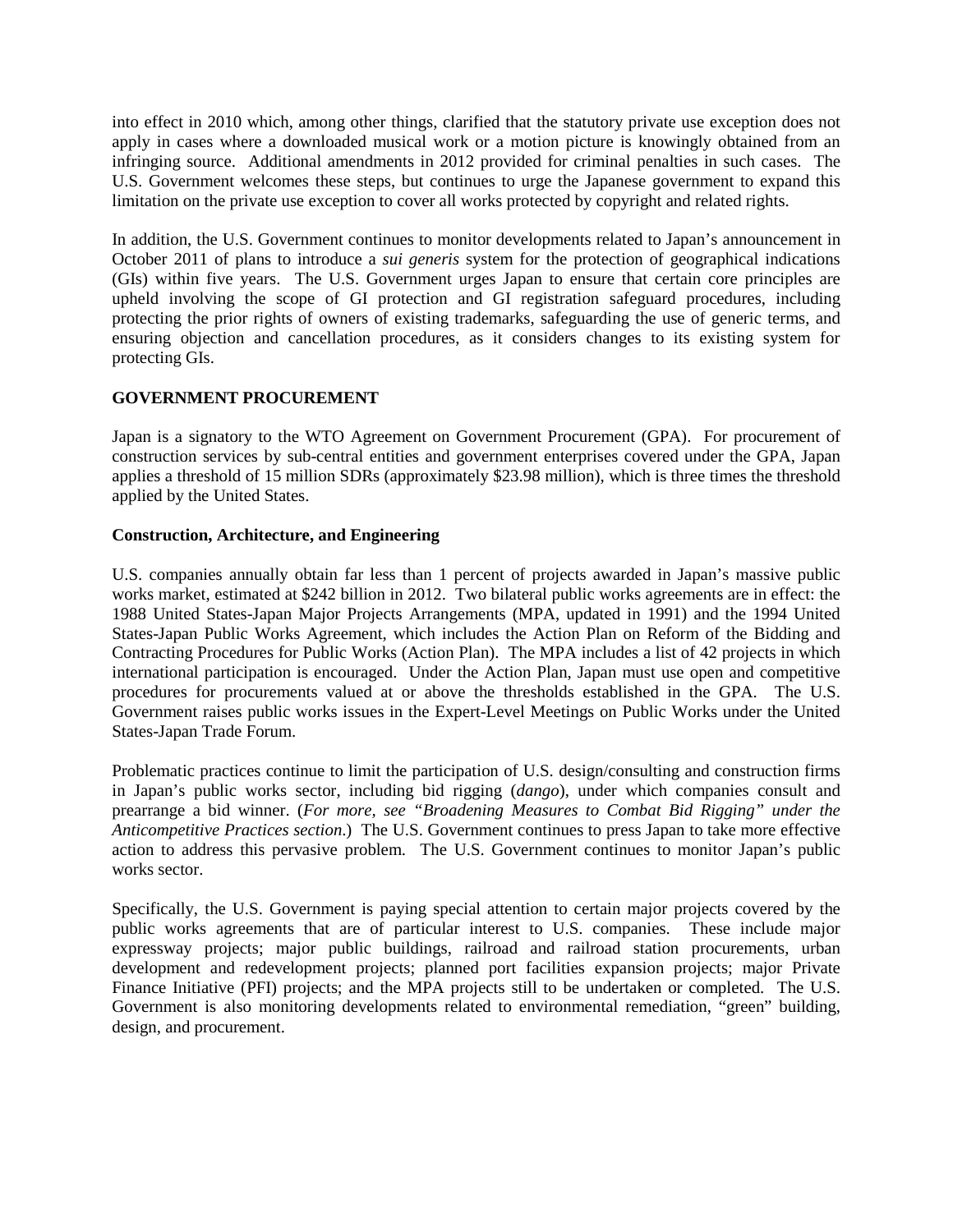into effect in 2010 which, among other things, clarified that the statutory private use exception does not apply in cases where a downloaded musical work or a motion picture is knowingly obtained from an infringing source. Additional amendments in 2012 provided for criminal penalties in such cases. The U.S. Government welcomes these steps, but continues to urge the Japanese government to expand this limitation on the private use exception to cover all works protected by copyright and related rights.

In addition, the U.S. Government continues to monitor developments related to Japan's announcement in October 2011 of plans to introduce a *sui generis* system for the protection of geographical indications (GIs) within five years. The U.S. Government urges Japan to ensure that certain core principles are upheld involving the scope of GI protection and GI registration safeguard procedures, including protecting the prior rights of owners of existing trademarks, safeguarding the use of generic terms, and ensuring objection and cancellation procedures, as it considers changes to its existing system for protecting GIs.

**GOVERNMENT PROCUREMENT**

Japan is a signatory to the WTO Agreement on Government Procurement (GPA). For procurement of construction services by sub-central entities and government enterprises covered under the GPA, Japan applies a threshold of 15 million SDRs (approximately $23.98 million), which is three times the threshold applied by the United States.

**Construction, Architecture, and Engineering**

U.S. companies annually obtain far less than 1 percent of projects awarded in Japan's massive public works market, estimated at $242 billion in 2012. Two bilateral public works agreements are in effect: the 1988 United States-Japan Major Projects Arrangements (MPA, updated in 1991) and the 1994 United States-Japan Public Works Agreement, which includes the Action Plan on Reform of the Bidding and Contracting Procedures for Public Works (Action Plan). The MPA includes a list of 42 projects in which international participation is encouraged. Under the Action Plan, Japan must use open and competitive procedures for procurements valued at or above the thresholds established in the GPA. The U.S. Government raises public works issues in the Expert-Level Meetings on Public Works under the United States-Japan Trade Forum.

Problematic practices continue to limit the participation of U.S. design/consulting and construction firms in Japan's public works sector, including bid rigging (*dango*), under which companies consult and prearrange a bid winner. (*For more, see "Broadening Measures to Combat Bid Rigging" under the Anticompetitive Practices section.*) The U.S. Government continues to press Japan to take more effective action to address this pervasive problem. The U.S. Government continues to monitor Japan's public works sector.

Specifically, the U.S. Government is paying special attention to certain major projects covered by the public works agreements that are of particular interest to U.S. companies. These include major expressway projects; major public buildings, railroad and railroad station procurements, urban development and redevelopment projects; planned port facilities expansion projects; major Private Finance Initiative (PFI) projects; and the MPA projects still to be undertaken or completed. The U.S. Government is also monitoring developments related to environmental remediation, "green" building, design, and procurement.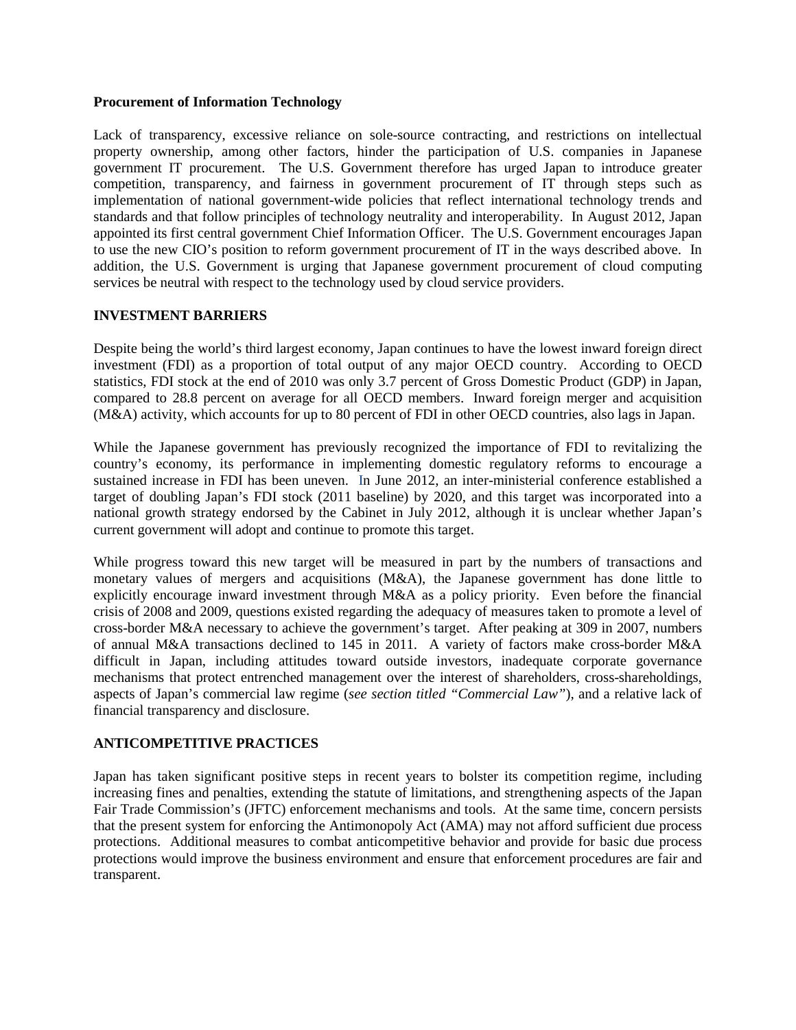**Procurement of Information Technology**

Lack of transparency, excessive reliance on sole-source contracting, and restrictions on intellectual property ownership, among other factors, hinder the participation of U.S. companies in Japanese government IT procurement. The U.S. Government therefore has urged Japan to introduce greater competition, transparency, and fairness in government procurement of IT through steps such as implementation of national government-wide policies that reflect international technology trends and standards and that follow principles of technology neutrality and interoperability. In August 2012, Japan appointed its first central government Chief Information Officer. The U.S. Government encourages Japan to use the new CIO's position to reform government procurement of IT in the ways described above. In addition, the U.S. Government is urging that Japanese government procurement of cloud computing services be neutral with respect to the technology used by cloud service providers.

## INVESTMENT BARRIERS

Despite being the world's third largest economy, Japan continues to have the lowest inward foreign direct investment (FDI) as a proportion of total output of any major OECD country. According to OECD statistics, FDI stock at the end of 2010 was only 3.7 percent of Gross Domestic Product (GDP) in Japan, compared to 28.8 percent on average for all OECD members. Inward foreign merger and acquisition (M&A) activity, which accounts for up to 80 percent of FDI in other OECD countries, also lags in Japan.

While the Japanese government has previously recognized the importance of FDI to revitalizing the country's economy, its performance in implementing domestic regulatory reforms to encourage a sustained increase in FDI has been uneven. In June 2012, an inter-ministerial conference established a target of doubling Japan's FDI stock (2011 baseline) by 2020, and this target was incorporated into a national growth strategy endorsed by the Cabinet in July 2012, although it is unclear whether Japan's current government will adopt and continue to promote this target.

While progress toward this new target will be measured in part by the numbers of transactions and monetary values of mergers and acquisitions (M&A), the Japanese government has done little to explicitly encourage inward investment through M&A as a policy priority. Even before the financial crisis of 2008 and 2009, questions existed regarding the adequacy of measures taken to promote a level of cross-border M&A necessary to achieve the government's target. After peaking at 309 in 2007, numbers of annual M&A transactions declined to 145 in 2011. A variety of factors make cross-border M&A difficult in Japan, including attitudes toward outside investors, inadequate corporate governance mechanisms that protect entrenched management over the interest of shareholders, cross-shareholdings, aspects of Japan's commercial law regime (*see section titled "Commercial Law"*), and a relative lack of financial transparency and disclosure.

## ANTICOMPETITIVE PRACTICES

Japan has taken significant positive steps in recent years to bolster its competition regime, including increasing fines and penalties, extending the statute of limitations, and strengthening aspects of the Japan Fair Trade Commission's (JFTC) enforcement mechanisms and tools. At the same time, concern persists that the present system for enforcing the Antimonopoly Act (AMA) may not afford sufficient due process protections. Additional measures to combat anticompetitive behavior and provide for basic due process protections would improve the business environment and ensure that enforcement procedures are fair and transparent.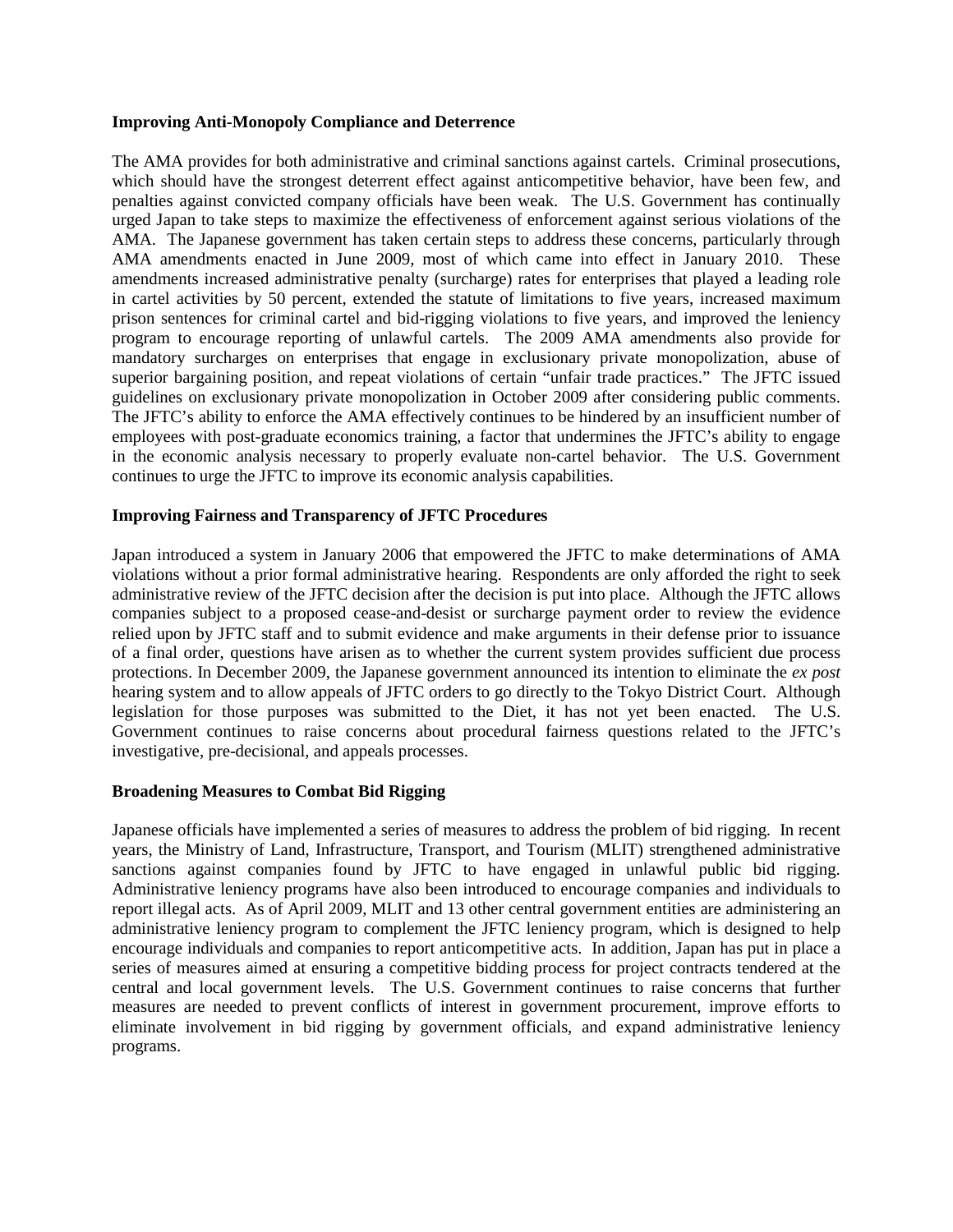**Improving Anti-Monopoly Compliance and Deterrence**

The AMA provides for both administrative and criminal sanctions against cartels. Criminal prosecutions, which should have the strongest deterrent effect against anticompetitive behavior, have been few, and penalties against convicted company officials have been weak. The U.S. Government has continually urged Japan to take steps to maximize the effectiveness of enforcement against serious violations of the AMA. The Japanese government has taken certain steps to address these concerns, particularly through AMA amendments enacted in June 2009, most of which came into effect in January 2010. These amendments increased administrative penalty (surcharge) rates for enterprises that played a leading role in cartel activities by 50 percent, extended the statute of limitations to five years, increased maximum prison sentences for criminal cartel and bid-rigging violations to five years, and improved the leniency program to encourage reporting of unlawful cartels. The 2009 AMA amendments also provide for mandatory surcharges on enterprises that engage in exclusionary private monopolization, abuse of superior bargaining position, and repeat violations of certain "unfair trade practices." The JFTC issued guidelines on exclusionary private monopolization in October 2009 after considering public comments. The JFTC's ability to enforce the AMA effectively continues to be hindered by an insufficient number of employees with post-graduate economics training, a factor that undermines the JFTC's ability to engage in the economic analysis necessary to properly evaluate non-cartel behavior. The U.S. Government continues to urge the JFTC to improve its economic analysis capabilities.

**Improving Fairness and Transparency of JFTC Procedures**

Japan introduced a system in January 2006 that empowered the JFTC to make determinations of AMA violations without a prior formal administrative hearing. Respondents are only afforded the right to seek administrative review of the JFTC decision after the decision is put into place. Although the JFTC allows companies subject to a proposed cease-and-desist or surcharge payment order to review the evidence relied upon by JFTC staff and to submit evidence and make arguments in their defense prior to issuance of a final order, questions have arisen as to whether the current system provides sufficient due process protections. In December 2009, the Japanese government announced its intention to eliminate the *ex post* hearing system and to allow appeals of JFTC orders to go directly to the Tokyo District Court. Although legislation for those purposes was submitted to the Diet, it has not yet been enacted. The U.S. Government continues to raise concerns about procedural fairness questions related to the JFTC's investigative, pre-decisional, and appeals processes.

**Broadening Measures to Combat Bid Rigging**

Japanese officials have implemented a series of measures to address the problem of bid rigging. In recent years, the Ministry of Land, Infrastructure, Transport, and Tourism (MLIT) strengthened administrative sanctions against companies found by JFTC to have engaged in unlawful public bid rigging. Administrative leniency programs have also been introduced to encourage companies and individuals to report illegal acts. As of April 2009, MLIT and 13 other central government entities are administering an administrative leniency program to complement the JFTC leniency program, which is designed to help encourage individuals and companies to report anticompetitive acts. In addition, Japan has put in place a series of measures aimed at ensuring a competitive bidding process for project contracts tendered at the central and local government levels. The U.S. Government continues to raise concerns that further measures are needed to prevent conflicts of interest in government procurement, improve efforts to eliminate involvement in bid rigging by government officials, and expand administrative leniency programs.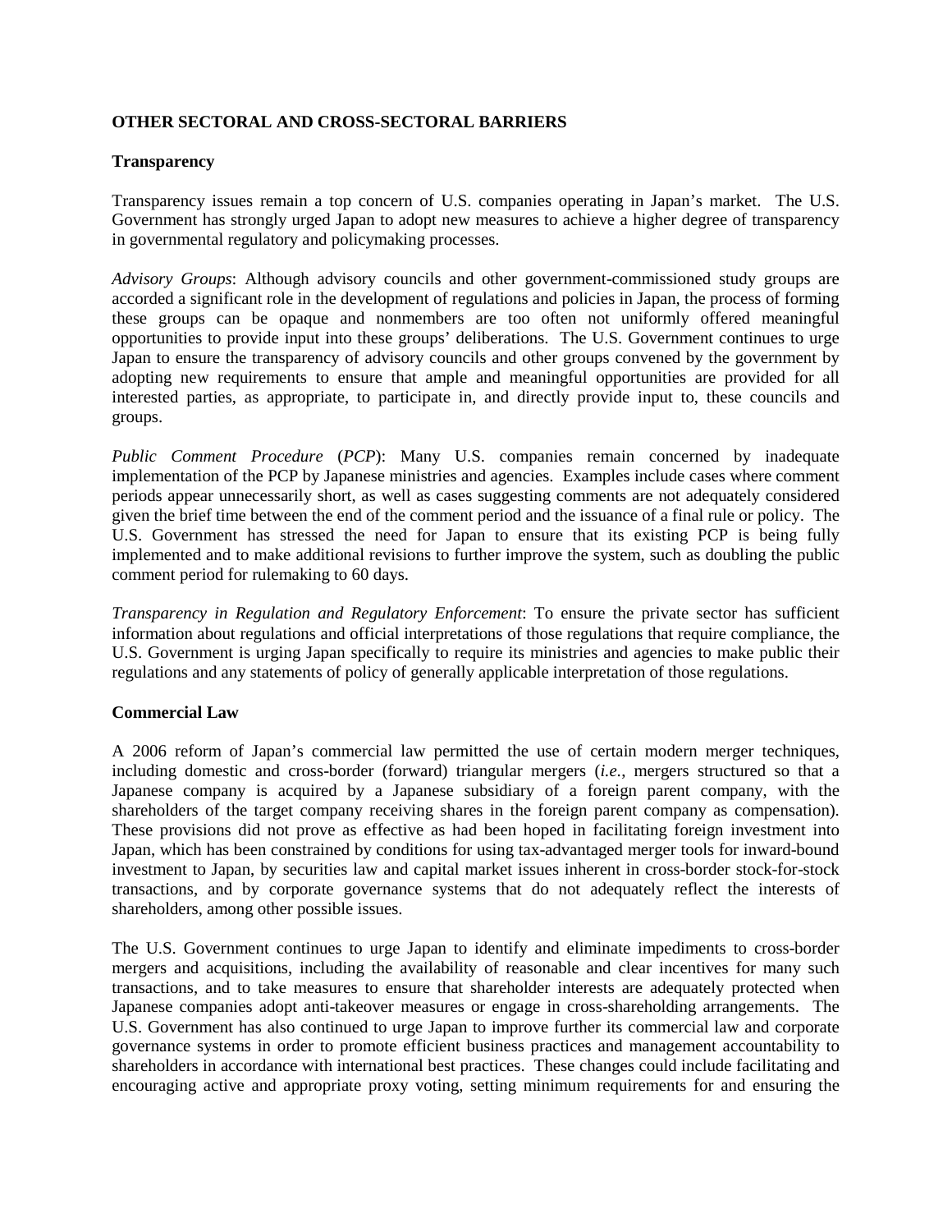**OTHER SECTORAL AND CROSS-SECTORAL BARRIERS**

**Transparency**

Transparency issues remain a top concern of U.S. companies operating in Japan's market. The U.S. Government has strongly urged Japan to adopt new measures to achieve a higher degree of transparency in governmental regulatory and policymaking processes.

*Advisory Groups*: Although advisory councils and other government-commissioned study groups are accorded a significant role in the development of regulations and policies in Japan, the process of forming these groups can be opaque and nonmembers are too often not uniformly offered meaningful opportunities to provide input into these groups' deliberations. The U.S. Government continues to urge Japan to ensure the transparency of advisory councils and other groups convened by the government by adopting new requirements to ensure that ample and meaningful opportunities are provided for all interested parties, as appropriate, to participate in, and directly provide input to, these councils and groups.

*Public Comment Procedure* (*PCP*): Many U.S. companies remain concerned by inadequate implementation of the PCP by Japanese ministries and agencies. Examples include cases where comment periods appear unnecessarily short, as well as cases suggesting comments are not adequately considered given the brief time between the end of the comment period and the issuance of a final rule or policy. The U.S. Government has stressed the need for Japan to ensure that its existing PCP is being fully implemented and to make additional revisions to further improve the system, such as doubling the public comment period for rulemaking to 60 days.

*Transparency in Regulation and Regulatory Enforcement*: To ensure the private sector has sufficient information about regulations and official interpretations of those regulations that require compliance, the U.S. Government is urging Japan specifically to require its ministries and agencies to make public their regulations and any statements of policy of generally applicable interpretation of those regulations.

**Commercial Law**

A 2006 reform of Japan's commercial law permitted the use of certain modern merger techniques, including domestic and cross-border (forward) triangular mergers (*i.e.*, mergers structured so that a Japanese company is acquired by a Japanese subsidiary of a foreign parent company, with the shareholders of the target company receiving shares in the foreign parent company as compensation). These provisions did not prove as effective as had been hoped in facilitating foreign investment into Japan, which has been constrained by conditions for using tax-advantaged merger tools for inward-bound investment to Japan, by securities law and capital market issues inherent in cross-border stock-for-stock transactions, and by corporate governance systems that do not adequately reflect the interests of shareholders, among other possible issues.

The U.S. Government continues to urge Japan to identify and eliminate impediments to cross-border mergers and acquisitions, including the availability of reasonable and clear incentives for many such transactions, and to take measures to ensure that shareholder interests are adequately protected when Japanese companies adopt anti-takeover measures or engage in cross-shareholding arrangements. The U.S. Government has also continued to urge Japan to improve further its commercial law and corporate governance systems in order to promote efficient business practices and management accountability to shareholders in accordance with international best practices. These changes could include facilitating and encouraging active and appropriate proxy voting, setting minimum requirements for and ensuring the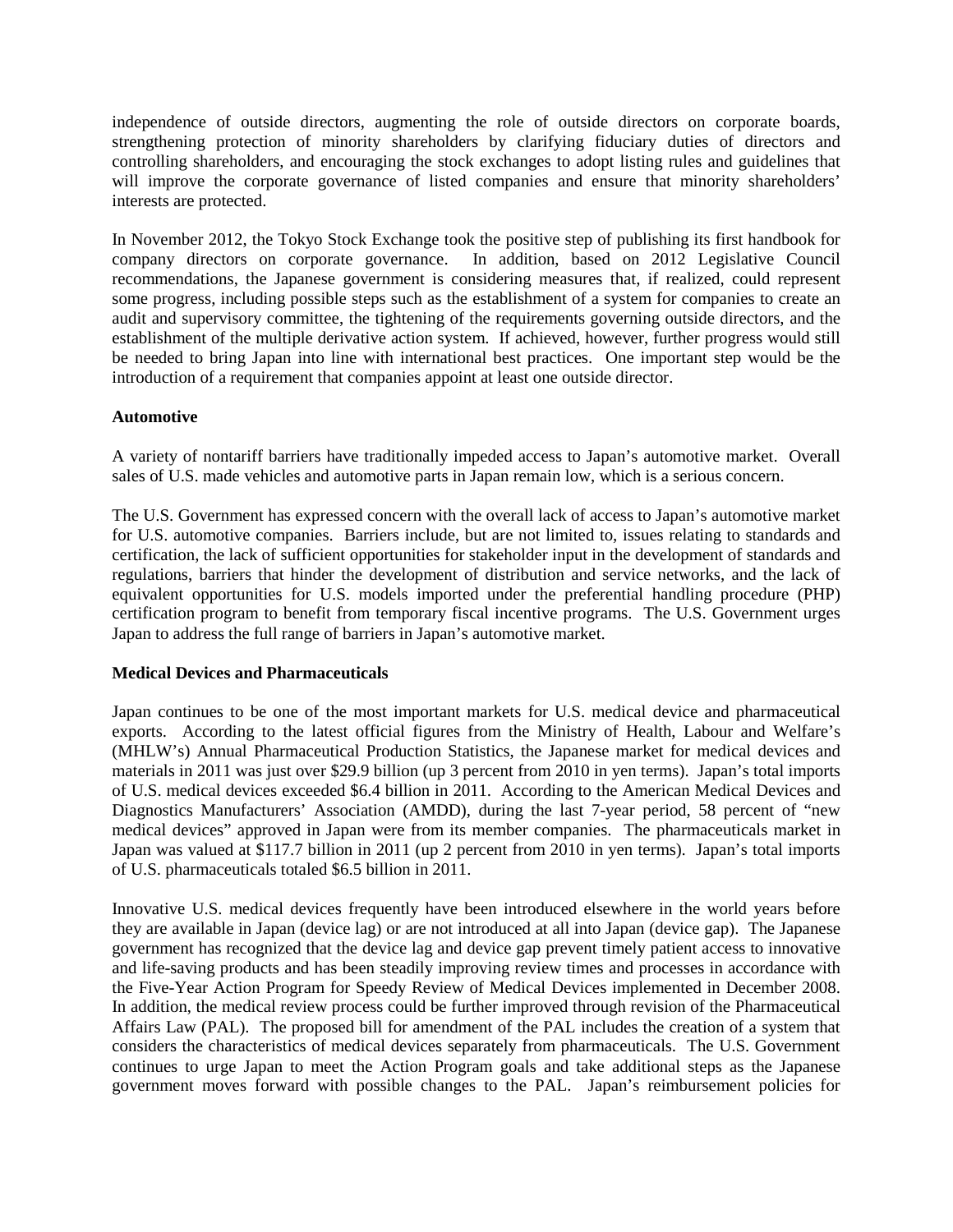independence of outside directors, augmenting the role of outside directors on corporate boards, strengthening protection of minority shareholders by clarifying fiduciary duties of directors and controlling shareholders, and encouraging the stock exchanges to adopt listing rules and guidelines that will improve the corporate governance of listed companies and ensure that minority shareholders' interests are protected.

In November 2012, the Tokyo Stock Exchange took the positive step of publishing its first handbook for company directors on corporate governance. In addition, based on 2012 Legislative Council recommendations, the Japanese government is considering measures that, if realized, could represent some progress, including possible steps such as the establishment of a system for companies to create an audit and supervisory committee, the tightening of the requirements governing outside directors, and the establishment of the multiple derivative action system. If achieved, however, further progress would still be needed to bring Japan into line with international best practices. One important step would be the introduction of a requirement that companies appoint at least one outside director.

**Automotive**

A variety of nontariff barriers have traditionally impeded access to Japan's automotive market. Overall sales of U.S. made vehicles and automotive parts in Japan remain low, which is a serious concern.

The U.S. Government has expressed concern with the overall lack of access to Japan's automotive market for U.S. automotive companies. Barriers include, but are not limited to, issues relating to standards and certification, the lack of sufficient opportunities for stakeholder input in the development of standards and regulations, barriers that hinder the development of distribution and service networks, and the lack of equivalent opportunities for U.S. models imported under the preferential handling procedure (PHP) certification program to benefit from temporary fiscal incentive programs. The U.S. Government urges Japan to address the full range of barriers in Japan's automotive market.

**Medical Devices and Pharmaceuticals**

Japan continues to be one of the most important markets for U.S. medical device and pharmaceutical exports. According to the latest official figures from the Ministry of Health, Labour and Welfare's (MHLW's) Annual Pharmaceutical Production Statistics, the Japanese market for medical devices and materials in 2011 was just over $29.9 billion (up 3 percent from 2010 in yen terms). Japan's total imports of U.S. medical devices exceeded $6.4 billion in 2011. According to the American Medical Devices and Diagnostics Manufacturers' Association (AMDD), during the last 7-year period, 58 percent of "new medical devices" approved in Japan were from its member companies. The pharmaceuticals market in Japan was valued at $117.7 billion in 2011 (up 2 percent from 2010 in yen terms). Japan's total imports of U.S. pharmaceuticals totaled $6.5 billion in 2011.

Innovative U.S. medical devices frequently have been introduced elsewhere in the world years before they are available in Japan (device lag) or are not introduced at all into Japan (device gap). The Japanese government has recognized that the device lag and device gap prevent timely patient access to innovative and life-saving products and has been steadily improving review times and processes in accordance with the Five-Year Action Program for Speedy Review of Medical Devices implemented in December 2008. In addition, the medical review process could be further improved through revision of the Pharmaceutical Affairs Law (PAL). The proposed bill for amendment of the PAL includes the creation of a system that considers the characteristics of medical devices separately from pharmaceuticals. The U.S. Government continues to urge Japan to meet the Action Program goals and take additional steps as the Japanese government moves forward with possible changes to the PAL. Japan's reimbursement policies for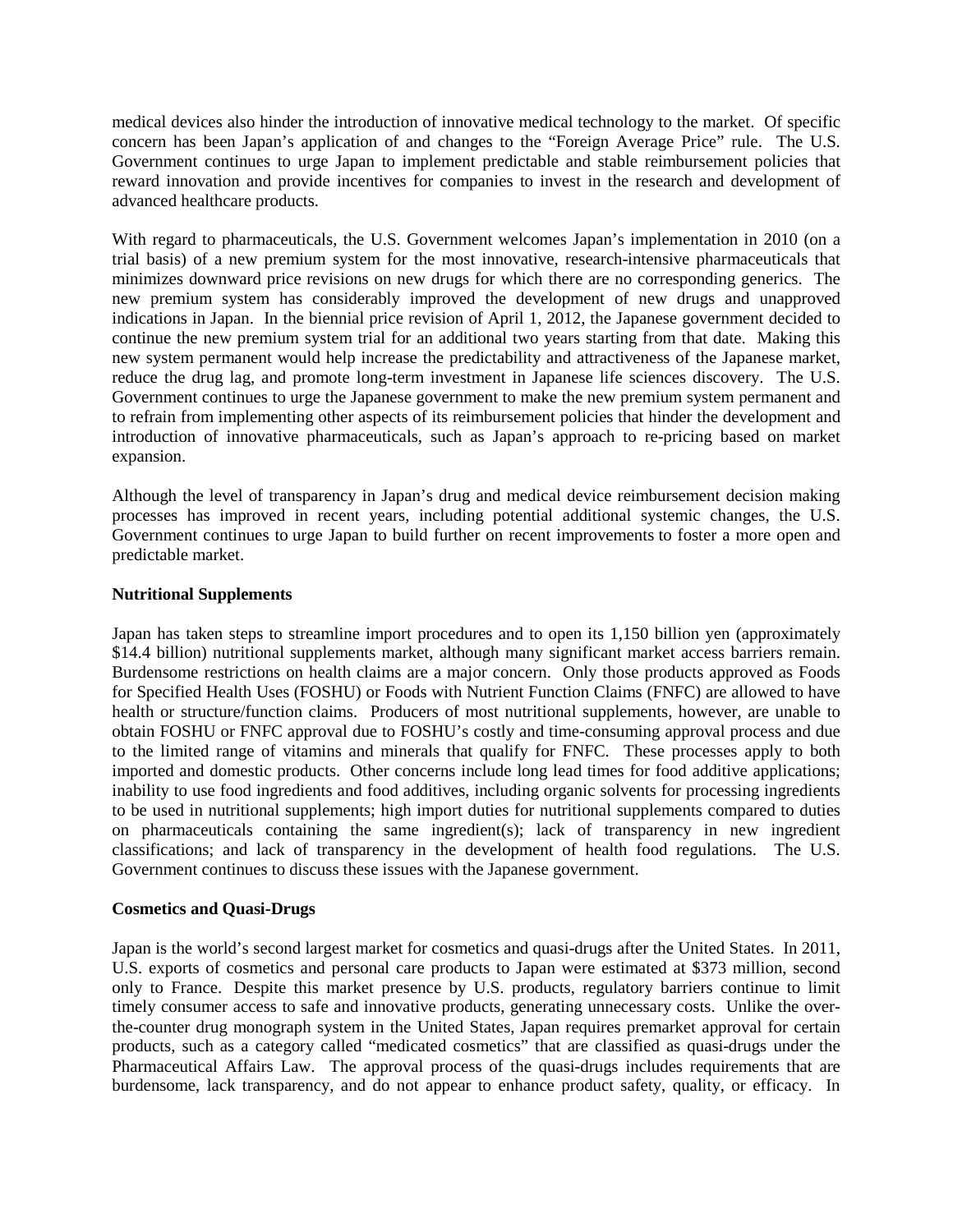medical devices also hinder the introduction of innovative medical technology to the market. Of specific concern has been Japan's application of and changes to the "Foreign Average Price" rule. The U.S. Government continues to urge Japan to implement predictable and stable reimbursement policies that reward innovation and provide incentives for companies to invest in the research and development of advanced healthcare products.

With regard to pharmaceuticals, the U.S. Government welcomes Japan's implementation in 2010 (on a trial basis) of a new premium system for the most innovative, research-intensive pharmaceuticals that minimizes downward price revisions on new drugs for which there are no corresponding generics. The new premium system has considerably improved the development of new drugs and unapproved indications in Japan. In the biennial price revision of April 1, 2012, the Japanese government decided to continue the new premium system trial for an additional two years starting from that date. Making this new system permanent would help increase the predictability and attractiveness of the Japanese market, reduce the drug lag, and promote long-term investment in Japanese life sciences discovery. The U.S. Government continues to urge the Japanese government to make the new premium system permanent and to refrain from implementing other aspects of its reimbursement policies that hinder the development and introduction of innovative pharmaceuticals, such as Japan's approach to re-pricing based on market expansion.

Although the level of transparency in Japan's drug and medical device reimbursement decision making processes has improved in recent years, including potential additional systemic changes, the U.S. Government continues to urge Japan to build further on recent improvements to foster a more open and predictable market.

**Nutritional Supplements**

Japan has taken steps to streamline import procedures and to open its 1,150 billion yen (approximately $14.4 billion) nutritional supplements market, although many significant market access barriers remain. Burdensome restrictions on health claims are a major concern. Only those products approved as Foods for Specified Health Uses (FOSHU) or Foods with Nutrient Function Claims (FNFC) are allowed to have health or structure/function claims. Producers of most nutritional supplements, however, are unable to obtain FOSHU or FNFC approval due to FOSHU's costly and time-consuming approval process and due to the limited range of vitamins and minerals that qualify for FNFC. These processes apply to both imported and domestic products. Other concerns include long lead times for food additive applications; inability to use food ingredients and food additives, including organic solvents for processing ingredients to be used in nutritional supplements; high import duties for nutritional supplements compared to duties on pharmaceuticals containing the same ingredient(s); lack of transparency in new ingredient classifications; and lack of transparency in the development of health food regulations. The U.S. Government continues to discuss these issues with the Japanese government.

**Cosmetics and Quasi-Drugs**

Japan is the world's second largest market for cosmetics and quasi-drugs after the United States. In 2011, U.S. exports of cosmetics and personal care products to Japan were estimated at $373 million, second only to France. Despite this market presence by U.S. products, regulatory barriers continue to limit timely consumer access to safe and innovative products, generating unnecessary costs. Unlike the over-the-counter drug monograph system in the United States, Japan requires premarket approval for certain products, such as a category called "medicated cosmetics" that are classified as quasi-drugs under the Pharmaceutical Affairs Law. The approval process of the quasi-drugs includes requirements that are burdensome, lack transparency, and do not appear to enhance product safety, quality, or efficacy. In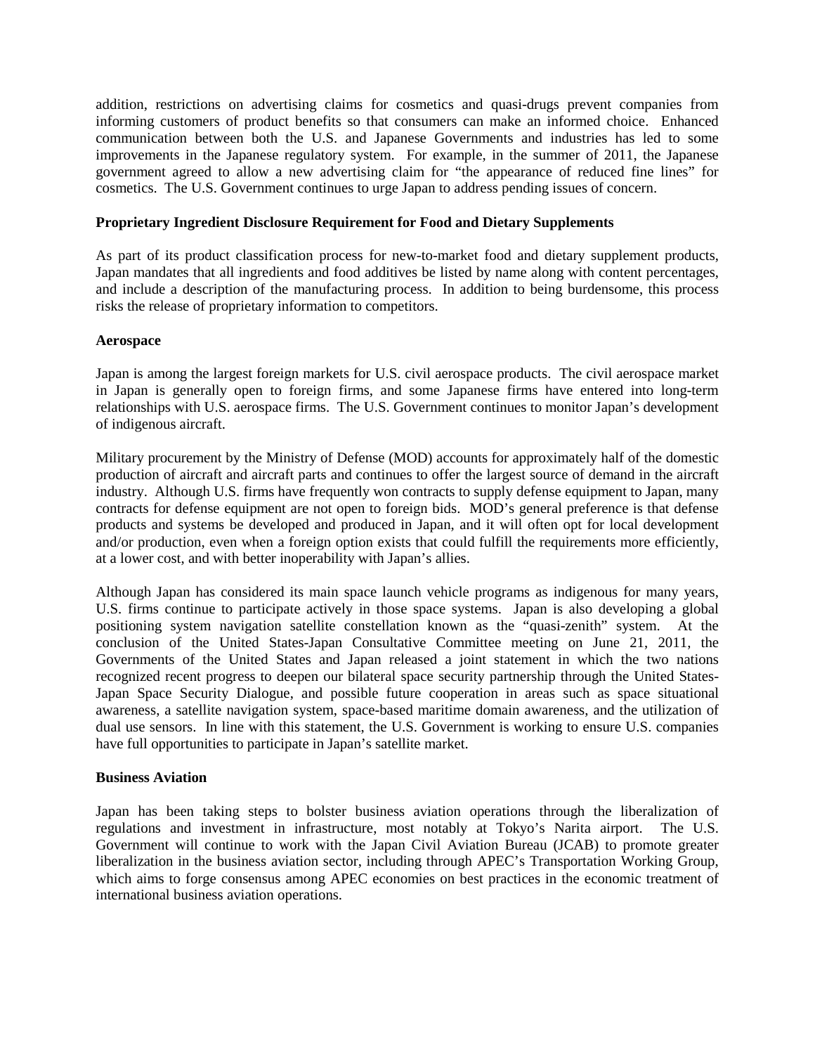addition, restrictions on advertising claims for cosmetics and quasi-drugs prevent companies from informing customers of product benefits so that consumers can make an informed choice. Enhanced communication between both the U.S. and Japanese Governments and industries has led to some improvements in the Japanese regulatory system. For example, in the summer of 2011, the Japanese government agreed to allow a new advertising claim for "the appearance of reduced fine lines" for cosmetics. The U.S. Government continues to urge Japan to address pending issues of concern.

**Proprietary Ingredient Disclosure Requirement for Food and Dietary Supplements**

As part of its product classification process for new-to-market food and dietary supplement products, Japan mandates that all ingredients and food additives be listed by name along with content percentages, and include a description of the manufacturing process. In addition to being burdensome, this process risks the release of proprietary information to competitors.

**Aerospace**

Japan is among the largest foreign markets for U.S. civil aerospace products. The civil aerospace market in Japan is generally open to foreign firms, and some Japanese firms have entered into long-term relationships with U.S. aerospace firms. The U.S. Government continues to monitor Japan's development of indigenous aircraft.

Military procurement by the Ministry of Defense (MOD) accounts for approximately half of the domestic production of aircraft and aircraft parts and continues to offer the largest source of demand in the aircraft industry. Although U.S. firms have frequently won contracts to supply defense equipment to Japan, many contracts for defense equipment are not open to foreign bids. MOD's general preference is that defense products and systems be developed and produced in Japan, and it will often opt for local development and/or production, even when a foreign option exists that could fulfill the requirements more efficiently, at a lower cost, and with better inoperability with Japan's allies.

Although Japan has considered its main space launch vehicle programs as indigenous for many years, U.S. firms continue to participate actively in those space systems. Japan is also developing a global positioning system navigation satellite constellation known as the "quasi-zenith" system. At the conclusion of the United States-Japan Consultative Committee meeting on June 21, 2011, the Governments of the United States and Japan released a joint statement in which the two nations recognized recent progress to deepen our bilateral space security partnership through the United States-Japan Space Security Dialogue, and possible future cooperation in areas such as space situational awareness, a satellite navigation system, space-based maritime domain awareness, and the utilization of dual use sensors. In line with this statement, the U.S. Government is working to ensure U.S. companies have full opportunities to participate in Japan's satellite market.

**Business Aviation**

Japan has been taking steps to bolster business aviation operations through the liberalization of regulations and investment in infrastructure, most notably at Tokyo's Narita airport. The U.S. Government will continue to work with the Japan Civil Aviation Bureau (JCAB) to promote greater liberalization in the business aviation sector, including through APEC's Transportation Working Group, which aims to forge consensus among APEC economies on best practices in the economic treatment of international business aviation operations.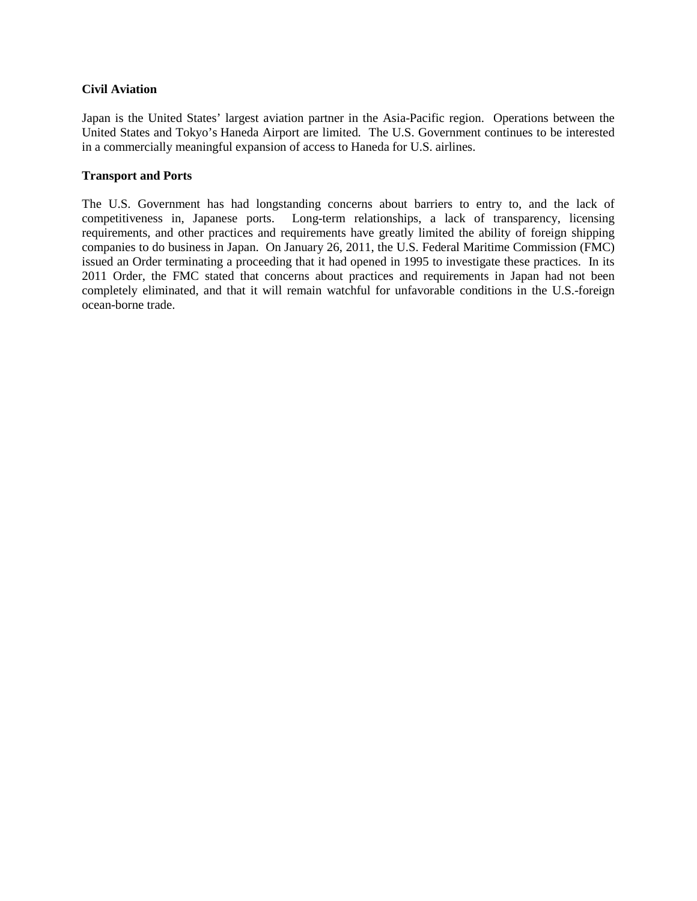**Civil Aviation**

Japan is the United States' largest aviation partner in the Asia-Pacific region. Operations between the United States and Tokyo's Haneda Airport are limited. The U.S. Government continues to be interested in a commercially meaningful expansion of access to Haneda for U.S. airlines.

**Transport and Ports**

The U.S. Government has had longstanding concerns about barriers to entry to, and the lack of competitiveness in, Japanese ports. Long-term relationships, a lack of transparency, licensing requirements, and other practices and requirements have greatly limited the ability of foreign shipping companies to do business in Japan. On January 26, 2011, the U.S. Federal Maritime Commission (FMC) issued an Order terminating a proceeding that it had opened in 1995 to investigate these practices. In its 2011 Order, the FMC stated that concerns about practices and requirements in Japan had not been completely eliminated, and that it will remain watchful for unfavorable conditions in the U.S.-foreign ocean-borne trade.